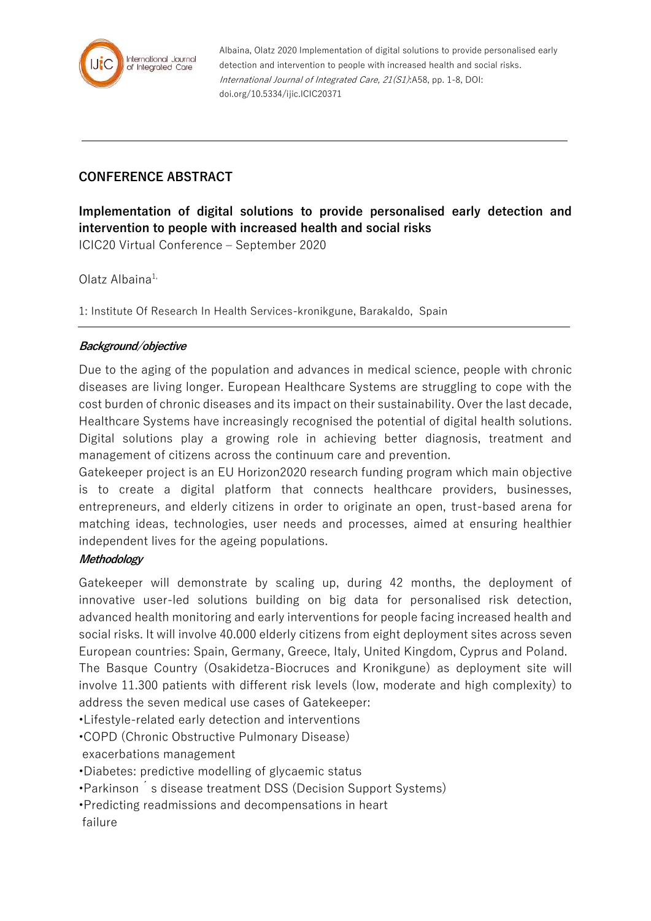Albaina, Olatz 2020 Implementation of digital solutions to provide personalised early detection and intervention to people with increased health and social risks. *International Journal of Integrated Care, 21(S1)*:A58, pp. 1-8, DOI: doi.org/10.5334/ijic.ICIC20371

## CONFERENCE ABSTRACT

### Implementation of digital solutions to provide personalised early detection and intervention to people with increased health and social risks

ICIC20 Virtual Conference – September 2020

Olatz Albaina[1,]

1: Institute Of Research In Health Services-kronikgune, Barakaldo, Spain

***Background/objective***

Due to the aging of the population and advances in medical science, people with chronic diseases are living longer. European Healthcare Systems are struggling to cope with the cost burden of chronic diseases and its impact on their sustainability. Over the last decade, Healthcare Systems have increasingly recognised the potential of digital health solutions. Digital solutions play a growing role in achieving better diagnosis, treatment and management of citizens across the continuum care and prevention.

Gatekeeper project is an EU Horizon2020 research funding program which main objective is to create a digital platform that connects healthcare providers, businesses, entrepreneurs, and elderly citizens in order to originate an open, trust-based arena for matching ideas, technologies, user needs and processes, aimed at ensuring healthier independent lives for the ageing populations.

***Methodology***

Gatekeeper will demonstrate by scaling up, during 42 months, the deployment of innovative user-led solutions building on big data for personalised risk detection, advanced health monitoring and early interventions for people facing increased health and social risks. It will involve 40.000 elderly citizens from eight deployment sites across seven European countries: Spain, Germany, Greece, Italy, United Kingdom, Cyprus and Poland.

The Basque Country (Osakidetza-Biocruces and Kronikgune) as deployment site will involve 11.300 patients with different risk levels (low, moderate and high complexity) to address the seven medical use cases of Gatekeeper:

•Lifestyle-related early detection and interventions

•COPD (Chronic Obstructive Pulmonary Disease) exacerbations management

•Diabetes: predictive modelling of glycaemic status

•Parkinson´s disease treatment DSS (Decision Support Systems)

•Predicting readmissions and decompensations in heart failure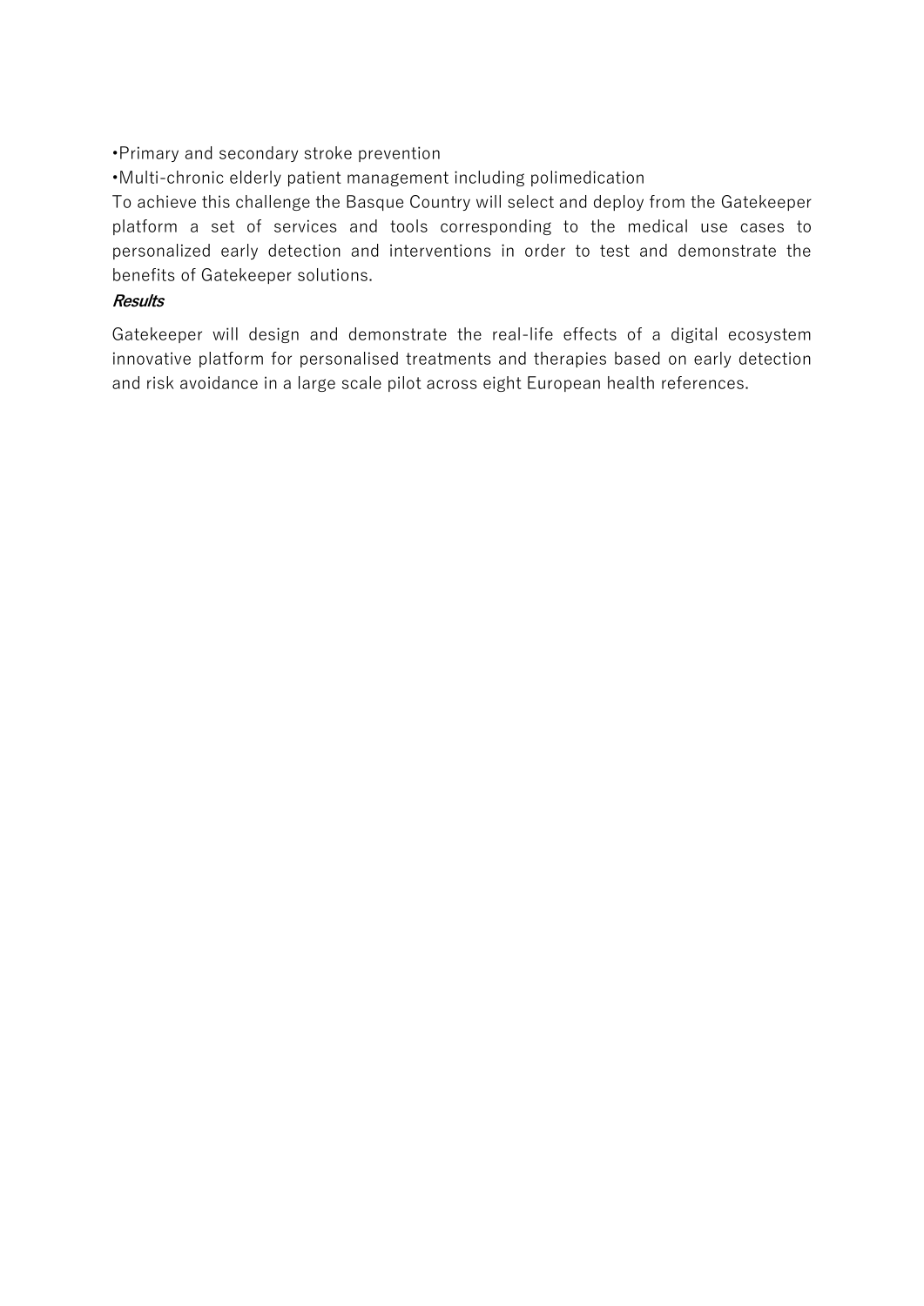•Primary and secondary stroke prevention

•Multi-chronic elderly patient management including polimedication

To achieve this challenge the Basque Country will select and deploy from the Gatekeeper platform a set of services and tools corresponding to the medical use cases to personalized early detection and interventions in order to test and demonstrate the benefits of Gatekeeper solutions.

***Results***

Gatekeeper will design and demonstrate the real-life effects of a digital ecosystem innovative platform for personalised treatments and therapies based on early detection and risk avoidance in a large scale pilot across eight European health references.